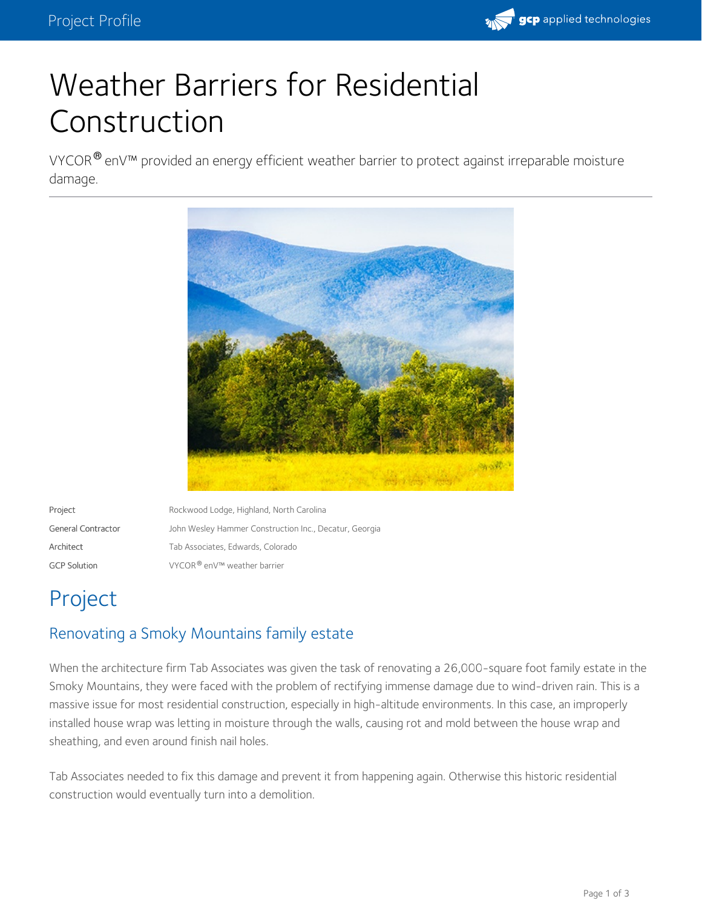# Weather Barriers for Residential Construction

VYCOR® enV™ provided an energy efficient weather barrier to protect against irreparable moisture damage.

| | |
|---|---|
| Project | Rockwood Lodge, Highland, North Carolina |
| General Contractor | John Wesley Hammer Construction Inc., Decatur, Georgia |
| Architect | Tab Associates, Edwards, Colorado |
| GCP Solution | VYCOR® enV™ weather barrier |

## Project

### Renovating a Smoky Mountains family estate

When the architecture firm Tab Associates was given the task of renovating a 26,000-square foot family estate in the Smoky Mountains, they were faced with the problem of rectifying immense damage due to wind-driven rain. This is a massive issue for most residential construction, especially in high-altitude environments. In this case, an improperly installed house wrap was letting in moisture through the walls, causing rot and mold between the house wrap and sheathing, and even around finish nail holes.

Tab Associates needed to fix this damage and prevent it from happening again. Otherwise this historic residential construction would eventually turn into a demolition.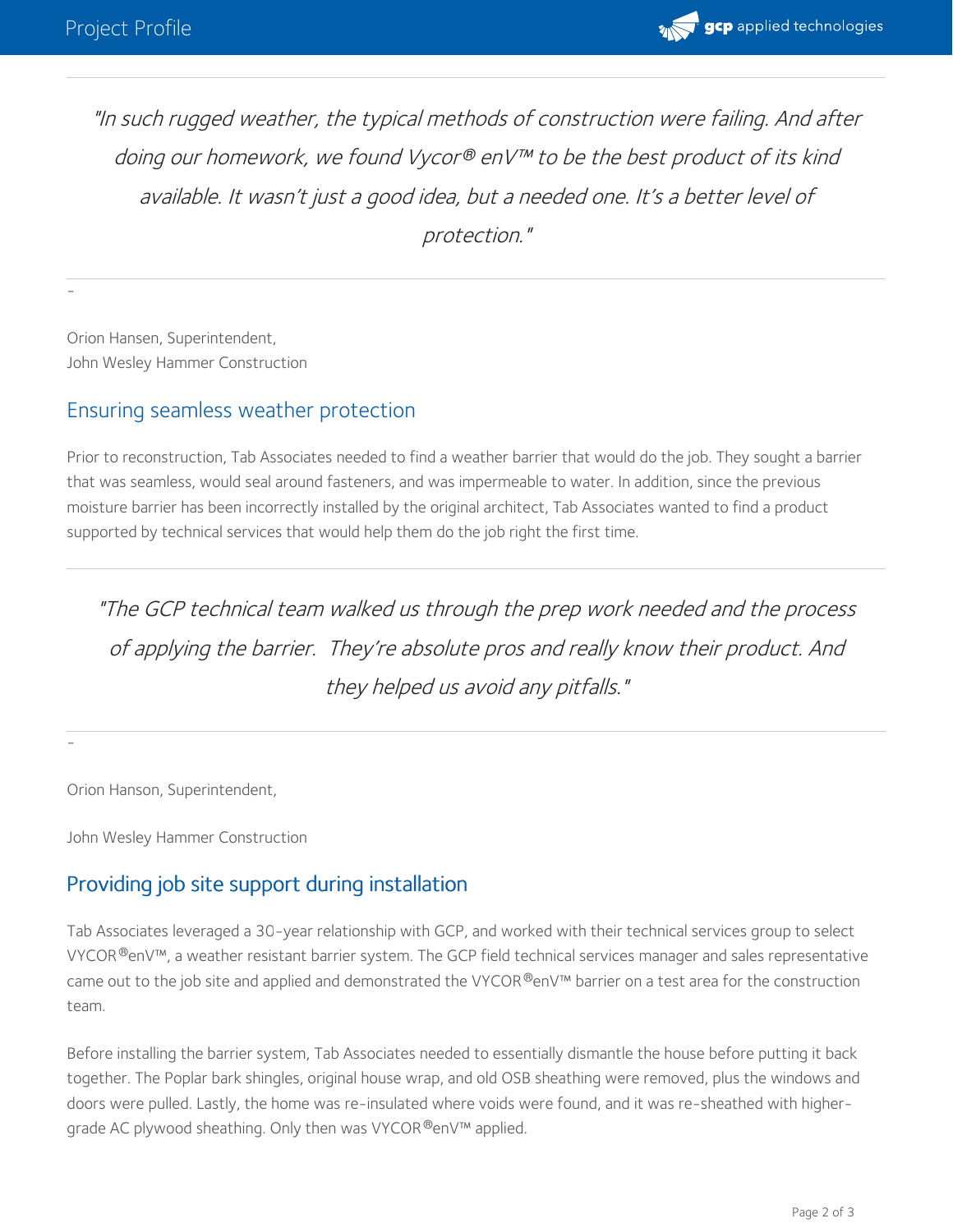*"In such rugged weather, the typical methods of construction were failing. And after doing our homework, we found Vycor® enV™ to be the best product of its kind available. It wasn't just a good idea, but a needed one. It's a better level of protection."*

-

Orion Hansen, Superintendent,
John Wesley Hammer Construction

## Ensuring seamless weather protection

Prior to reconstruction, Tab Associates needed to find a weather barrier that would do the job. They sought a barrier that was seamless, would seal around fasteners, and was impermeable to water. In addition, since the previous moisture barrier has been incorrectly installed by the original architect, Tab Associates wanted to find a product supported by technical services that would help them do the job right the first time.

*"The GCP technical team walked us through the prep work needed and the process of applying the barrier. They're absolute pros and really know their product. And they helped us avoid any pitfalls."*

-

Orion Hanson, Superintendent,

John Wesley Hammer Construction

## Providing job site support during installation

Tab Associates leveraged a 30-year relationship with GCP, and worked with their technical services group to select VYCOR®enV™, a weather resistant barrier system. The GCP field technical services manager and sales representative came out to the job site and applied and demonstrated the VYCOR®enV™ barrier on a test area for the construction team.

Before installing the barrier system, Tab Associates needed to essentially dismantle the house before putting it back together. The Poplar bark shingles, original house wrap, and old OSB sheathing were removed, plus the windows and doors were pulled. Lastly, the home was re-insulated where voids were found, and it was re-sheathed with higher-grade AC plywood sheathing. Only then was VYCOR®enV™ applied.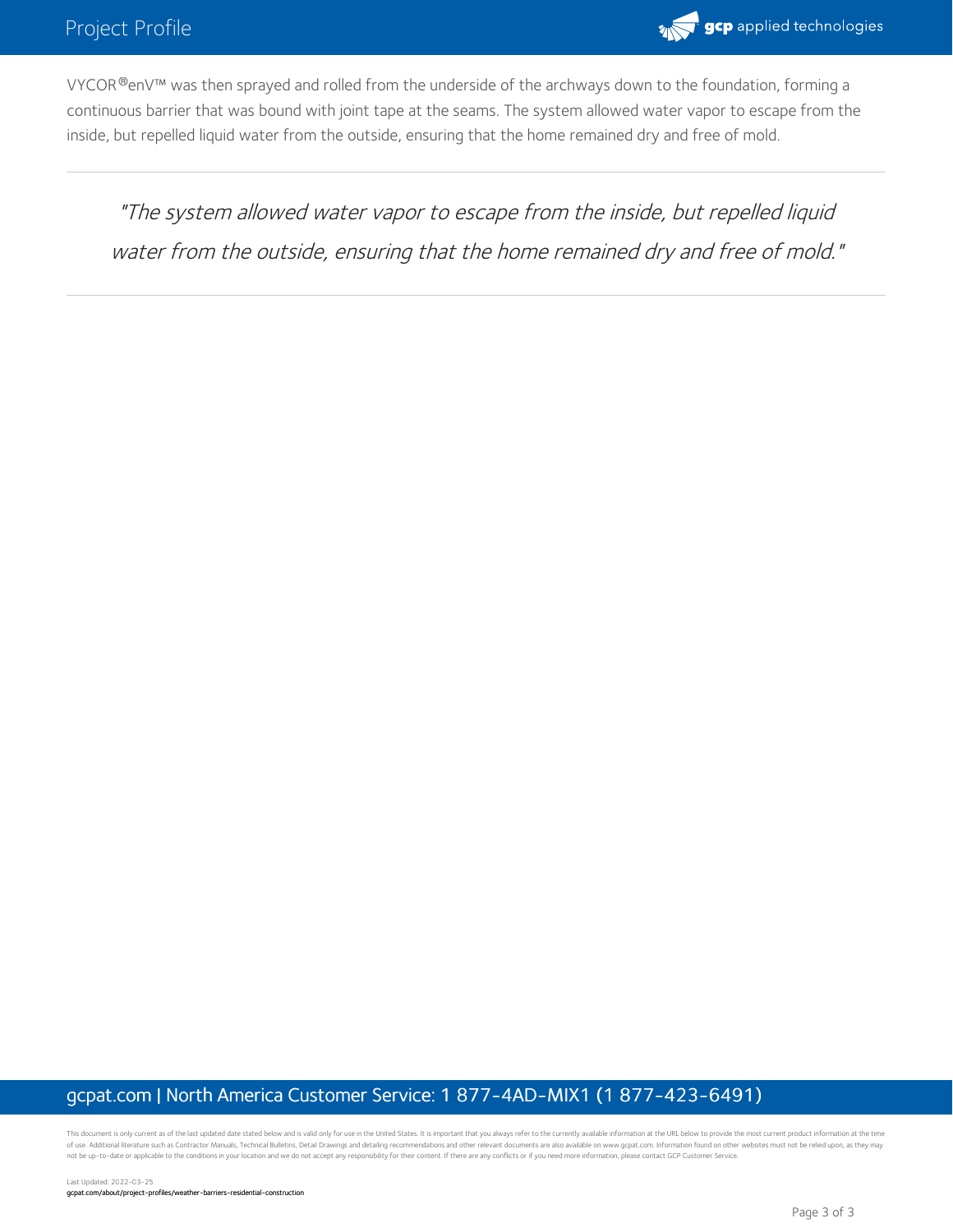VYCOR®enV™ was then sprayed and rolled from the underside of the archways down to the foundation, forming a continuous barrier that was bound with joint tape at the seams. The system allowed water vapor to escape from the inside, but repelled liquid water from the outside, ensuring that the home remained dry and free of mold.

---

> *"The system allowed water vapor to escape from the inside, but repelled liquid water from the outside, ensuring that the home remained dry and free of mold."*

---

gcpat.com | North America Customer Service: 1 877-4AD-MIX1 (1 877-423-6491)

This document is only current as of the last updated date stated below and is valid only for use in the United States. It is important that you always refer to the currently available information at the URL below to provide the most current product information at the time of use. Additional literature such as Contractor Manuals, Technical Bulletins, Detail Drawings and detailing recommendations and other relevant documents are also available on www.gcpat.com. Information found on other websites must not be relied upon, as they may not be up-to-date or applicable to the conditions in your location and we do not accept any responsibility for their content. If there are any conflicts or if you need more information, please contact GCP Customer Service.

Last Updated: 2022-03-25
gcpat.com/about/project-profiles/weather-barriers-residential-construction